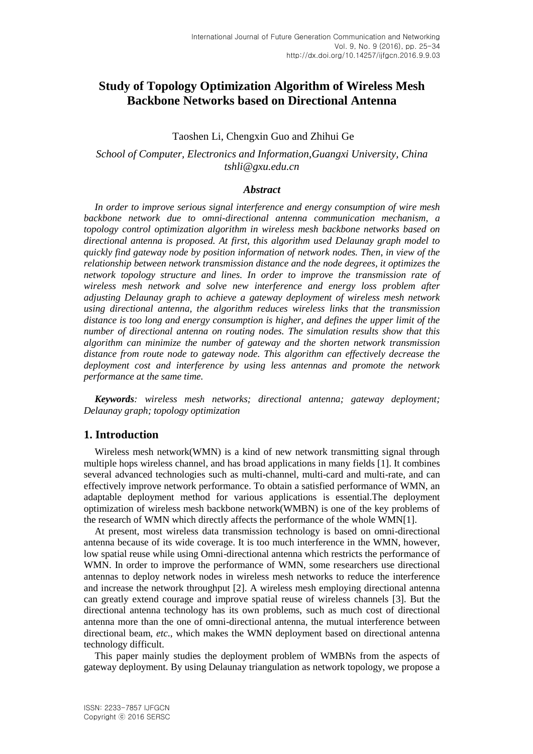# Study of Topology Optimization Algorithm of Wireless Mesh Backbone Networks based on Directional Antenna

Taoshen Li, Chengxin Guo and Zhihui Ge

*School of Computer, Electronics and Information,Guangxi University, China*
*tshli@gxu.edu.cn*

### *Abstract*

*In order to improve serious signal interference and energy consumption of wire mesh backbone network due to omni-directional antenna communication mechanism, a topology control optimization algorithm in wireless mesh backbone networks based on directional antenna is proposed. At first, this algorithm used Delaunay graph model to quickly find gateway node by position information of network nodes. Then, in view of the relationship between network transmission distance and the node degrees, it optimizes the network topology structure and lines. In order to improve the transmission rate of wireless mesh network and solve new interference and energy loss problem after adjusting Delaunay graph to achieve a gateway deployment of wireless mesh network using directional antenna, the algorithm reduces wireless links that the transmission distance is too long and energy consumption is higher, and defines the upper limit of the number of directional antenna on routing nodes. The simulation results show that this algorithm can minimize the number of gateway and the shorten network transmission distance from route node to gateway node. This algorithm can effectively decrease the deployment cost and interference by using less antennas and promote the network performance at the same time.*

***Keywords**: wireless mesh networks; directional antenna; gateway deployment; Delaunay graph; topology optimization*

## 1. Introduction

Wireless mesh network(WMN) is a kind of new network transmitting signal through multiple hops wireless channel, and has broad applications in many fields [1]. It combines several advanced technologies such as multi-channel, multi-card and multi-rate, and can effectively improve network performance. To obtain a satisfied performance of WMN, an adaptable deployment method for various applications is essential.The deployment optimization of wireless mesh backbone network(WMBN) is one of the key problems of the research of WMN which directly affects the performance of the whole WMN[1].

At present, most wireless data transmission technology is based on omni-directional antenna because of its wide coverage. It is too much interference in the WMN, however, low spatial reuse while using Omni-directional antenna which restricts the performance of WMN. In order to improve the performance of WMN, some researchers use directional antennas to deploy network nodes in wireless mesh networks to reduce the interference and increase the network throughput [2]. A wireless mesh employing directional antenna can greatly extend courage and improve spatial reuse of wireless channels [3]. But the directional antenna technology has its own problems, such as much cost of directional antenna more than the one of omni-directional antenna, the mutual interference between directional beam, *etc.*, which makes the WMN deployment based on directional antenna technology difficult.

This paper mainly studies the deployment problem of WMBNs from the aspects of gateway deployment. By using Delaunay triangulation as network topology, we propose a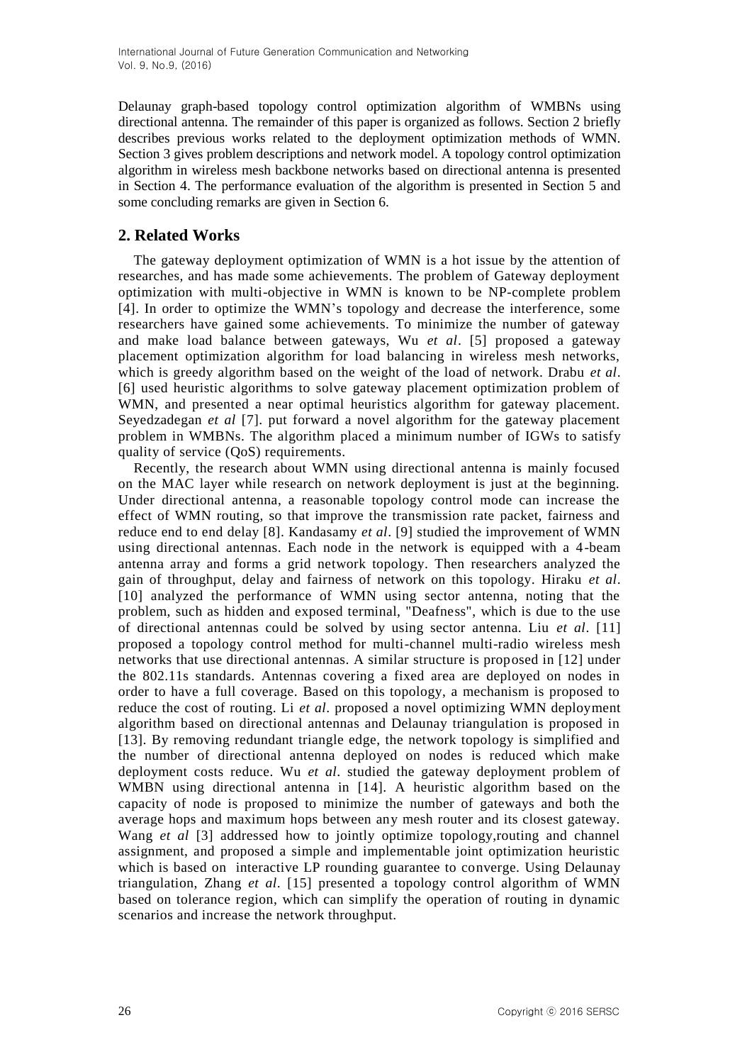Delaunay graph-based topology control optimization algorithm of WMBNs using directional antenna. The remainder of this paper is organized as follows. Section 2 briefly describes previous works related to the deployment optimization methods of WMN. Section 3 gives problem descriptions and network model. A topology control optimization algorithm in wireless mesh backbone networks based on directional antenna is presented in Section 4. The performance evaluation of the algorithm is presented in Section 5 and some concluding remarks are given in Section 6.

## 2. Related Works

The gateway deployment optimization of WMN is a hot issue by the attention of researches, and has made some achievements. The problem of Gateway deployment optimization with multi-objective in WMN is known to be NP-complete problem [4]. In order to optimize the WMN's topology and decrease the interference, some researchers have gained some achievements. To minimize the number of gateway and make load balance between gateways, Wu *et al*. [5] proposed a gateway placement optimization algorithm for load balancing in wireless mesh networks, which is greedy algorithm based on the weight of the load of network. Drabu *et al*. [6] used heuristic algorithms to solve gateway placement optimization problem of WMN, and presented a near optimal heuristics algorithm for gateway placement. Seyedzadegan *et al* [7]. put forward a novel algorithm for the gateway placement problem in WMBNs. The algorithm placed a minimum number of IGWs to satisfy quality of service (QoS) requirements.

Recently, the research about WMN using directional antenna is mainly focused on the MAC layer while research on network deployment is just at the beginning. Under directional antenna, a reasonable topology control mode can increase the effect of WMN routing, so that improve the transmission rate packet, fairness and reduce end to end delay [8]. Kandasamy *et al*. [9] studied the improvement of WMN using directional antennas. Each node in the network is equipped with a 4-beam antenna array and forms a grid network topology. Then researchers analyzed the gain of throughput, delay and fairness of network on this topology. Hiraku *et al*. [10] analyzed the performance of WMN using sector antenna, noting that the problem, such as hidden and exposed terminal, "Deafness", which is due to the use of directional antennas could be solved by using sector antenna. Liu *et al*. [11] proposed a topology control method for multi-channel multi-radio wireless mesh networks that use directional antennas. A similar structure is proposed in [12] under the 802.11s standards. Antennas covering a fixed area are deployed on nodes in order to have a full coverage. Based on this topology, a mechanism is proposed to reduce the cost of routing. Li *et al*. proposed a novel optimizing WMN deployment algorithm based on directional antennas and Delaunay triangulation is proposed in [13]. By removing redundant triangle edge, the network topology is simplified and the number of directional antenna deployed on nodes is reduced which make deployment costs reduce. Wu *et al*. studied the gateway deployment problem of WMBN using directional antenna in [14]. A heuristic algorithm based on the capacity of node is proposed to minimize the number of gateways and both the average hops and maximum hops between any mesh router and its closest gateway. Wang *et al* [3] addressed how to jointly optimize topology,routing and channel assignment, and proposed a simple and implementable joint optimization heuristic which is based on interactive LP rounding guarantee to converge. Using Delaunay triangulation, Zhang *et al*. [15] presented a topology control algorithm of WMN based on tolerance region, which can simplify the operation of routing in dynamic scenarios and increase the network throughput.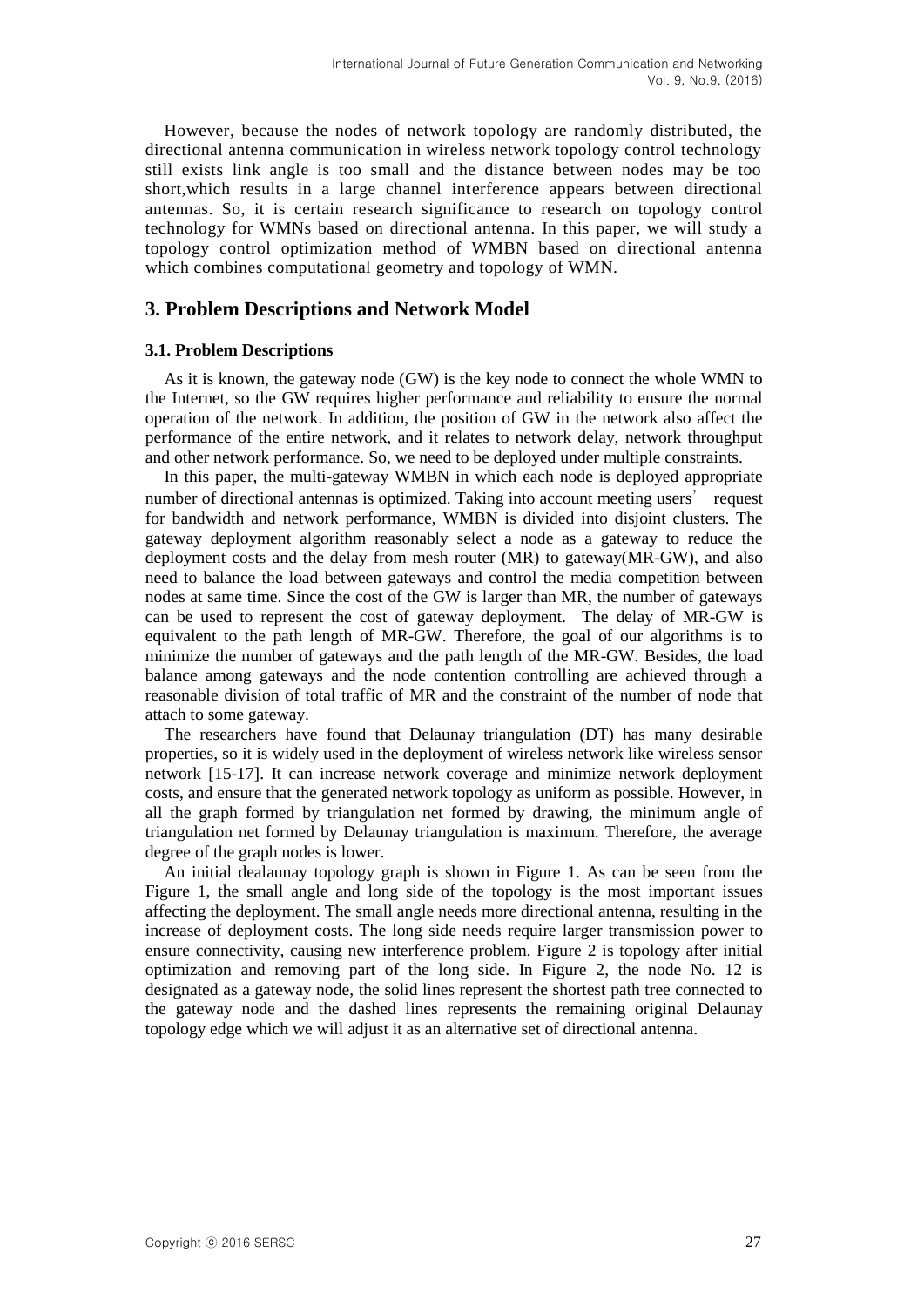However, because the nodes of network topology are randomly distributed, the directional antenna communication in wireless network topology control technology still exists link angle is too small and the distance between nodes may be too short,which results in a large channel interference appears between directional antennas. So, it is certain research significance to research on topology control technology for WMNs based on directional antenna. In this paper, we will study a topology control optimization method of WMBN based on directional antenna which combines computational geometry and topology of WMN.

## 3. Problem Descriptions and Network Model

### 3.1. Problem Descriptions

As it is known, the gateway node (GW) is the key node to connect the whole WMN to the Internet, so the GW requires higher performance and reliability to ensure the normal operation of the network. In addition, the position of GW in the network also affect the performance of the entire network, and it relates to network delay, network throughput and other network performance. So, we need to be deployed under multiple constraints.

In this paper, the multi-gateway WMBN in which each node is deployed appropriate number of directional antennas is optimized. Taking into account meeting users' request for bandwidth and network performance, WMBN is divided into disjoint clusters. The gateway deployment algorithm reasonably select a node as a gateway to reduce the deployment costs and the delay from mesh router (MR) to gateway(MR-GW), and also need to balance the load between gateways and control the media competition between nodes at same time. Since the cost of the GW is larger than MR, the number of gateways can be used to represent the cost of gateway deployment. The delay of MR-GW is equivalent to the path length of MR-GW. Therefore, the goal of our algorithms is to minimize the number of gateways and the path length of the MR-GW. Besides, the load balance among gateways and the node contention controlling are achieved through a reasonable division of total traffic of MR and the constraint of the number of node that attach to some gateway.

The researchers have found that Delaunay triangulation (DT) has many desirable properties, so it is widely used in the deployment of wireless network like wireless sensor network [15-17]. It can increase network coverage and minimize network deployment costs, and ensure that the generated network topology as uniform as possible. However, in all the graph formed by triangulation net formed by drawing, the minimum angle of triangulation net formed by Delaunay triangulation is maximum. Therefore, the average degree of the graph nodes is lower.

An initial dealaunay topology graph is shown in Figure 1. As can be seen from the Figure 1, the small angle and long side of the topology is the most important issues affecting the deployment. The small angle needs more directional antenna, resulting in the increase of deployment costs. The long side needs require larger transmission power to ensure connectivity, causing new interference problem. Figure 2 is topology after initial optimization and removing part of the long side. In Figure 2, the node No. 12 is designated as a gateway node, the solid lines represent the shortest path tree connected to the gateway node and the dashed lines represents the remaining original Delaunay topology edge which we will adjust it as an alternative set of directional antenna.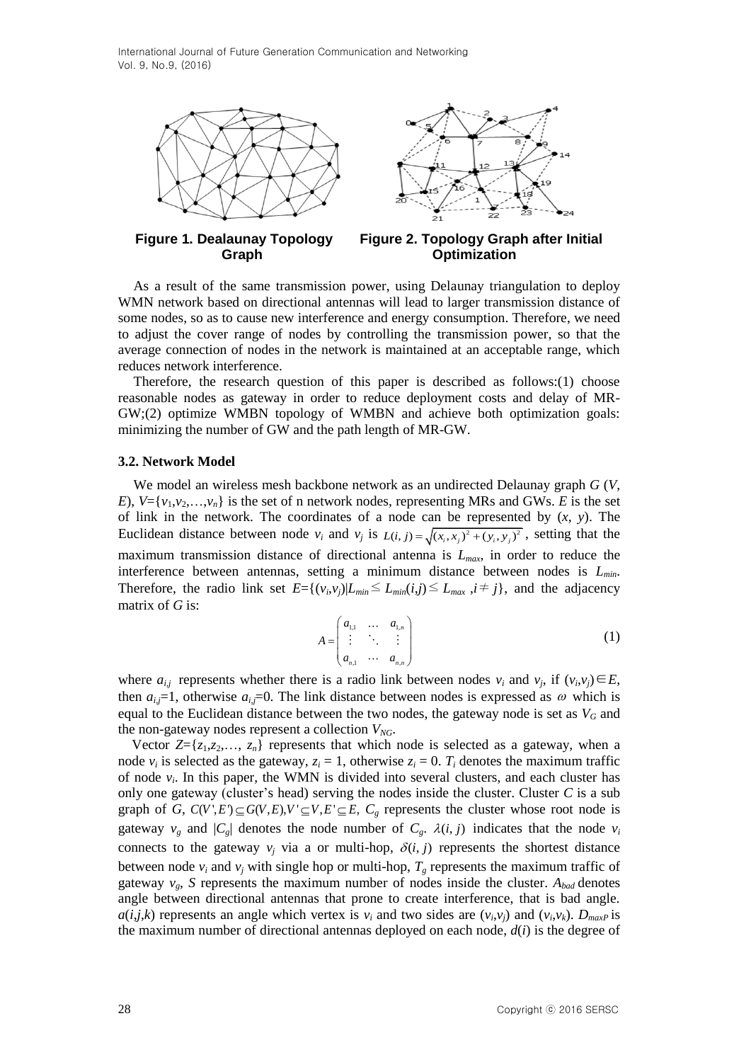**Figure 1. Dealaunay Topology Graph**

**Figure 2. Topology Graph after Initial Optimization**

As a result of the same transmission power, using Delaunay triangulation to deploy WMN network based on directional antennas will lead to larger transmission distance of some nodes, so as to cause new interference and energy consumption. Therefore, we need to adjust the cover range of nodes by controlling the transmission power, so that the average connection of nodes in the network is maintained at an acceptable range, which reduces network interference.

Therefore, the research question of this paper is described as follows:(1) choose reasonable nodes as gateway in order to reduce deployment costs and delay of MR-GW;(2) optimize WMBN topology of WMBN and achieve both optimization goals: minimizing the number of GW and the path length of MR-GW.

### 3.2. Network Model

We model an wireless mesh backbone network as an undirected Delaunay graph $G$ ($V$, $E$), $V=\{v_1,v_2,\ldots,v_n\}$ is the set of n network nodes, representing MRs and GWs. $E$ is the set of link in the network. The coordinates of a node can be represented by $(x, y)$. The Euclidean distance between node $v_i$ and $v_j$ is $L(i,j)=\sqrt{(x_i,x_j)^2+(y_i,y_j)^2}$, setting that the maximum transmission distance of directional antenna is $L_{max}$, in order to reduce the interference between antennas, setting a minimum distance between nodes is $L_{min}$. Therefore, the radio link set $E=\{(v_i,v_j)|L_{min}\leq L_{min}(i,j)\leq L_{max}, i\neq j\}$, and the adjacency matrix of $G$ is:

$$A=\begin{pmatrix} a_{1,1} & \cdots & a_{1,n} \\ \vdots & \ddots & \vdots \\ a_{n,1} & \cdots & a_{n,n} \end{pmatrix} \tag{1}$$

where $a_{i,j}$ represents whether there is a radio link between nodes $v_i$ and $v_j$, if $(v_i,v_j)\in E$, then $a_{i,j}=1$, otherwise $a_{i,j}=0$. The link distance between nodes is expressed as $\omega$ which is equal to the Euclidean distance between the two nodes, the gateway node is set as $V_G$ and the non-gateway nodes represent a collection $V_{NG}$.

Vector $Z=\{z_1,z_2,\ldots, z_n\}$ represents that which node is selected as a gateway, when a node $v_i$ is selected as the gateway, $z_i = 1$, otherwise $z_i = 0$. $T_i$ denotes the maximum traffic of node $v_i$. In this paper, the WMN is divided into several clusters, and each cluster has only one gateway (cluster's head) serving the nodes inside the cluster. Cluster $C$ is a sub graph of $G$, $C(V',E')\subseteq G(V,E), V'\subseteq V, E'\subseteq E$, $C_g$ represents the cluster whose root node is gateway $v_g$ and $|C_g|$ denotes the node number of $C_g$. $\lambda(i,j)$ indicates that the node $v_i$ connects to the gateway $v_j$ via a or multi-hop, $\delta(i,j)$ represents the shortest distance between node $v_i$ and $v_j$ with single hop or multi-hop, $T_g$ represents the maximum traffic of gateway $v_g$, $S$ represents the maximum number of nodes inside the cluster. $A_{bad}$ denotes angle between directional antennas that prone to create interference, that is bad angle. $a(i,j,k)$ represents an angle which vertex is $v_i$ and two sides are $(v_i,v_j)$ and $(v_i,v_k)$. $D_{maxP}$ is the maximum number of directional antennas deployed on each node, $d(i)$ is the degree of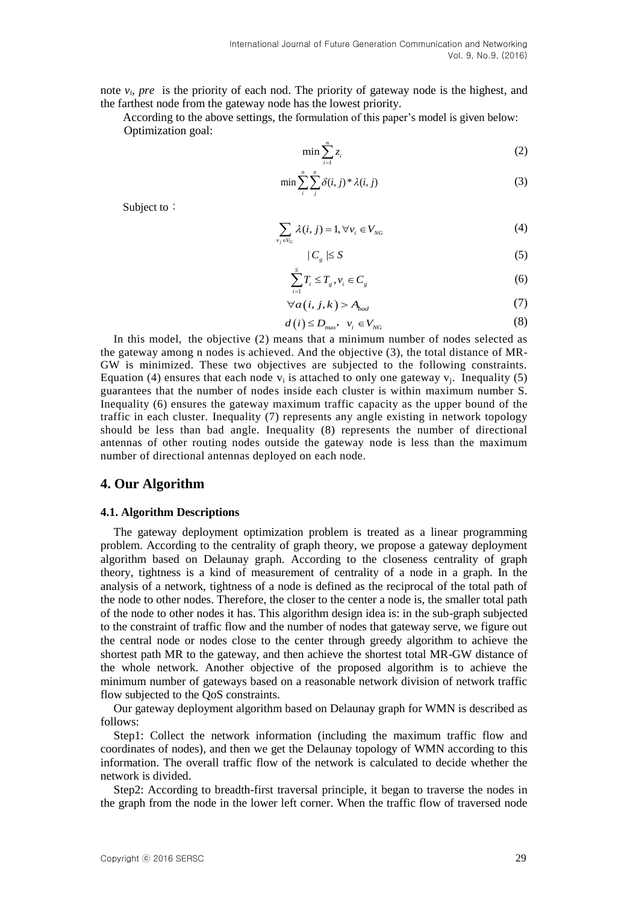note $v_i$, *pre* is the priority of each nod. The priority of gateway node is the highest, and the farthest node from the gateway node has the lowest priority.

According to the above settings, the formulation of this paper's model is given below:

Optimization goal:

$$\min \sum_{i=1}^{n} z_i \tag{2}$$

$$\min \sum_{i}^{n} \sum_{j}^{n} \delta(i,j) * \lambda(i,j) \tag{3}$$

Subject to：

$$\sum_{v_j \in V_G} \lambda(i,j) = 1, \forall v_i \in V_{NG} \tag{4}$$

$$|C_g| \leq S \tag{5}$$

$$\sum_{i=1}^{S} T_i \leq T_g, v_i \in C_g \tag{6}$$

$$\forall a(i,j,k) > A_{bad} \tag{7}$$

$$d(i) \leq D_{max}, \quad v_i \in V_{NG} \tag{8}$$

In this model, the objective (2) means that a minimum number of nodes selected as the gateway among n nodes is achieved. And the objective (3), the total distance of MR-GW is minimized. These two objectives are subjected to the following constraints. Equation (4) ensures that each node $v_i$ is attached to only one gateway $v_j$. Inequality (5) guarantees that the number of nodes inside each cluster is within maximum number S. Inequality (6) ensures the gateway maximum traffic capacity as the upper bound of the traffic in each cluster. Inequality (7) represents any angle existing in network topology should be less than bad angle. Inequality (8) represents the number of directional antennas of other routing nodes outside the gateway node is less than the maximum number of directional antennas deployed on each node.

## 4. Our Algorithm

### 4.1. Algorithm Descriptions

The gateway deployment optimization problem is treated as a linear programming problem. According to the centrality of graph theory, we propose a gateway deployment algorithm based on Delaunay graph. According to the closeness centrality of graph theory, tightness is a kind of measurement of centrality of a node in a graph. In the analysis of a network, tightness of a node is defined as the reciprocal of the total path of the node to other nodes. Therefore, the closer to the center a node is, the smaller total path of the node to other nodes it has. This algorithm design idea is: in the sub-graph subjected to the constraint of traffic flow and the number of nodes that gateway serve, we figure out the central node or nodes close to the center through greedy algorithm to achieve the shortest path MR to the gateway, and then achieve the shortest total MR-GW distance of the whole network. Another objective of the proposed algorithm is to achieve the minimum number of gateways based on a reasonable network division of network traffic flow subjected to the QoS constraints.

Our gateway deployment algorithm based on Delaunay graph for WMN is described as follows:

Step1: Collect the network information (including the maximum traffic flow and coordinates of nodes), and then we get the Delaunay topology of WMN according to this information. The overall traffic flow of the network is calculated to decide whether the network is divided.

Step2: According to breadth-first traversal principle, it began to traverse the nodes in the graph from the node in the lower left corner. When the traffic flow of traversed node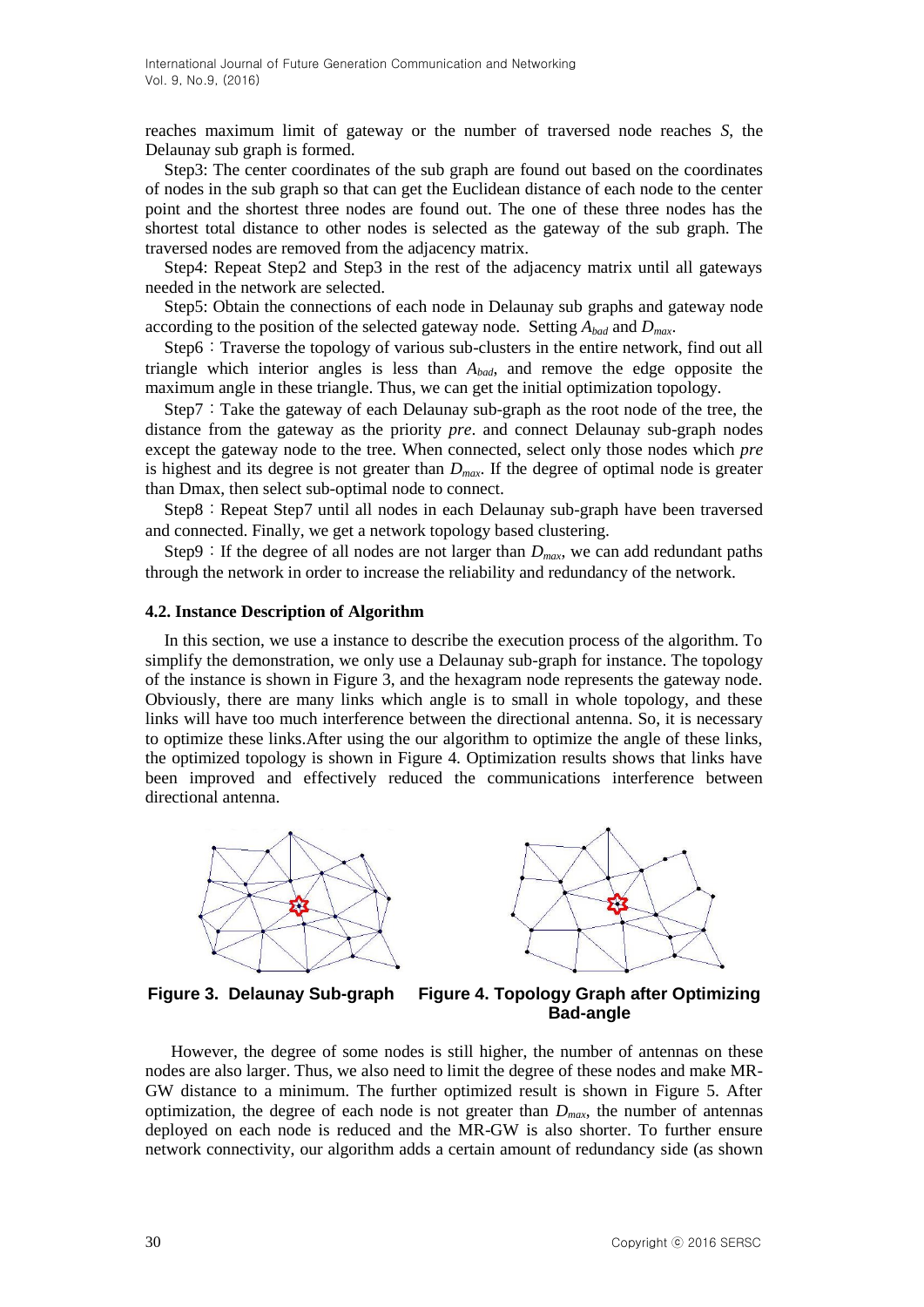reaches maximum limit of gateway or the number of traversed node reaches *S*, the Delaunay sub graph is formed.

Step3: The center coordinates of the sub graph are found out based on the coordinates of nodes in the sub graph so that can get the Euclidean distance of each node to the center point and the shortest three nodes are found out. The one of these three nodes has the shortest total distance to other nodes is selected as the gateway of the sub graph. The traversed nodes are removed from the adjacency matrix.

Step4: Repeat Step2 and Step3 in the rest of the adjacency matrix until all gateways needed in the network are selected.

Step5: Obtain the connections of each node in Delaunay sub graphs and gateway node according to the position of the selected gateway node. Setting $A_{bad}$ and $D_{max}$.

Step6：Traverse the topology of various sub-clusters in the entire network, find out all triangle which interior angles is less than $A_{bad}$, and remove the edge opposite the maximum angle in these triangle. Thus, we can get the initial optimization topology.

Step7：Take the gateway of each Delaunay sub-graph as the root node of the tree, the distance from the gateway as the priority *pre*. and connect Delaunay sub-graph nodes except the gateway node to the tree. When connected, select only those nodes which *pre* is highest and its degree is not greater than $D_{max}$. If the degree of optimal node is greater than Dmax, then select sub-optimal node to connect.

Step8：Repeat Step7 until all nodes in each Delaunay sub-graph have been traversed and connected. Finally, we get a network topology based clustering.

Step9：If the degree of all nodes are not larger than $D_{max}$, we can add redundant paths through the network in order to increase the reliability and redundancy of the network.

### 4.2. Instance Description of Algorithm

In this section, we use a instance to describe the execution process of the algorithm. To simplify the demonstration, we only use a Delaunay sub-graph for instance. The topology of the instance is shown in Figure 3, and the hexagram node represents the gateway node. Obviously, there are many links which angle is to small in whole topology, and these links will have too much interference between the directional antenna. So, it is necessary to optimize these links.After using the our algorithm to optimize the angle of these links, the optimized topology is shown in Figure 4. Optimization results shows that links have been improved and effectively reduced the communications interference between directional antenna.

**Figure 3. Delaunay Sub-graph**

**Figure 4. Topology Graph after Optimizing Bad-angle**

However, the degree of some nodes is still higher, the number of antennas on these nodes are also larger. Thus, we also need to limit the degree of these nodes and make MR-GW distance to a minimum. The further optimized result is shown in Figure 5. After optimization, the degree of each node is not greater than $D_{max}$, the number of antennas deployed on each node is reduced and the MR-GW is also shorter. To further ensure network connectivity, our algorithm adds a certain amount of redundancy side (as shown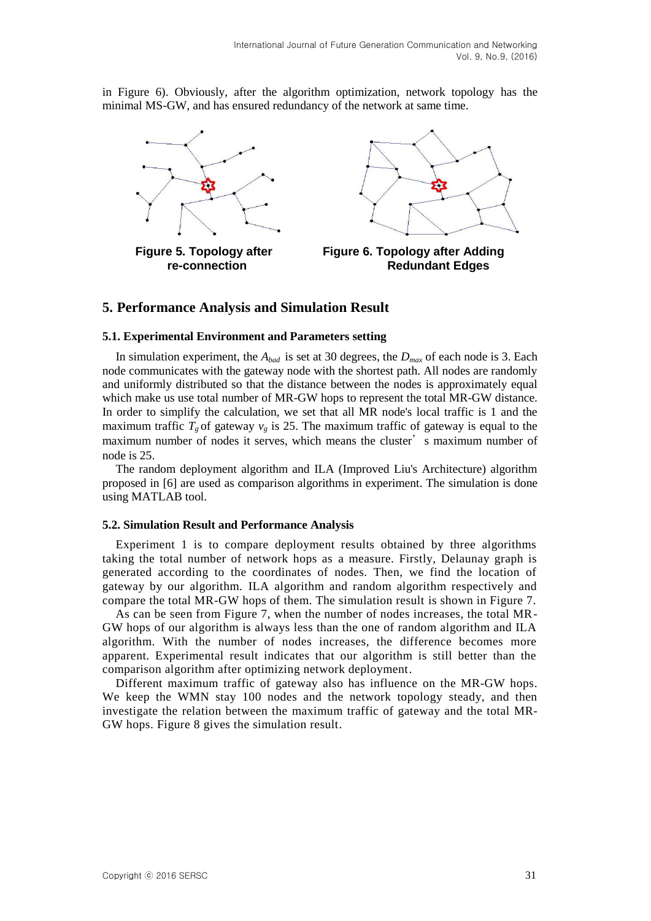in Figure 6). Obviously, after the algorithm optimization, network topology has the minimal MS-GW, and has ensured redundancy of the network at same time.

**Figure 5. Topology after re-connection**

**Figure 6. Topology after Adding Redundant Edges**

## 5. Performance Analysis and Simulation Result

### 5.1. Experimental Environment and Parameters setting

In simulation experiment, the $A_{bad}$ is set at 30 degrees, the $D_{max}$ of each node is 3. Each node communicates with the gateway node with the shortest path. All nodes are randomly and uniformly distributed so that the distance between the nodes is approximately equal which make us use total number of MR-GW hops to represent the total MR-GW distance. In order to simplify the calculation, we set that all MR node's local traffic is 1 and the maximum traffic $T_g$ of gateway $v_g$ is 25. The maximum traffic of gateway is equal to the maximum number of nodes it serves, which means the cluster's maximum number of node is 25.

The random deployment algorithm and ILA (Improved Liu's Architecture) algorithm proposed in [6] are used as comparison algorithms in experiment. The simulation is done using MATLAB tool.

### 5.2. Simulation Result and Performance Analysis

Experiment 1 is to compare deployment results obtained by three algorithms taking the total number of network hops as a measure. Firstly, Delaunay graph is generated according to the coordinates of nodes. Then, we find the location of gateway by our algorithm. ILA algorithm and random algorithm respectively and compare the total MR-GW hops of them. The simulation result is shown in Figure 7.

As can be seen from Figure 7, when the number of nodes increases, the total MR-GW hops of our algorithm is always less than the one of random algorithm and ILA algorithm. With the number of nodes increases, the difference becomes more apparent. Experimental result indicates that our algorithm is still better than the comparison algorithm after optimizing network deployment.

Different maximum traffic of gateway also has influence on the MR-GW hops. We keep the WMN stay 100 nodes and the network topology steady, and then investigate the relation between the maximum traffic of gateway and the total MR-GW hops. Figure 8 gives the simulation result.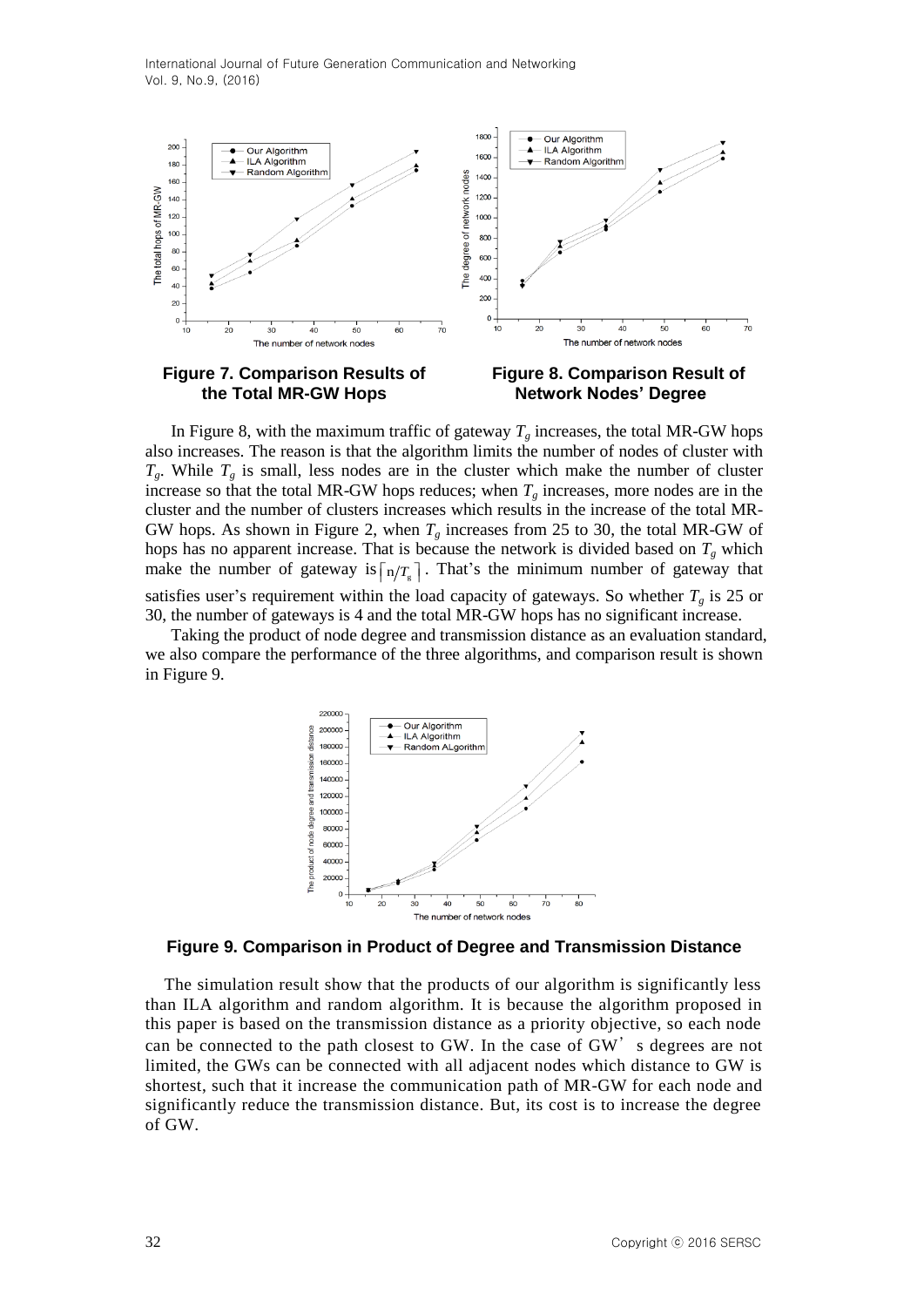**Figure 7. Comparison Results of the Total MR-GW Hops**

**Figure 8. Comparison Result of Network Nodes' Degree**

In Figure 8, with the maximum traffic of gateway $T_g$ increases, the total MR-GW hops also increases. The reason is that the algorithm limits the number of nodes of cluster with $T_g$. While $T_g$ is small, less nodes are in the cluster which make the number of cluster increase so that the total MR-GW hops reduces; when $T_g$ increases, more nodes are in the cluster and the number of clusters increases which results in the increase of the total MR-GW hops. As shown in Figure 2, when $T_g$ increases from 25 to 30, the total MR-GW of hops has no apparent increase. That is because the network is divided based on $T_g$ which make the number of gateway is $\lceil n/T_g \rceil$. That's the minimum number of gateway that satisfies user's requirement within the load capacity of gateways. So whether $T_g$ is 25 or 30, the number of gateways is 4 and the total MR-GW hops has no significant increase.

Taking the product of node degree and transmission distance as an evaluation standard, we also compare the performance of the three algorithms, and comparison result is shown in Figure 9.

**Figure 9. Comparison in Product of Degree and Transmission Distance**

The simulation result show that the products of our algorithm is significantly less than ILA algorithm and random algorithm. It is because the algorithm proposed in this paper is based on the transmission distance as a priority objective, so each node can be connected to the path closest to GW. In the case of GW's degrees are not limited, the GWs can be connected with all adjacent nodes which distance to GW is shortest, such that it increase the communication path of MR-GW for each node and significantly reduce the transmission distance. But, its cost is to increase the degree of GW.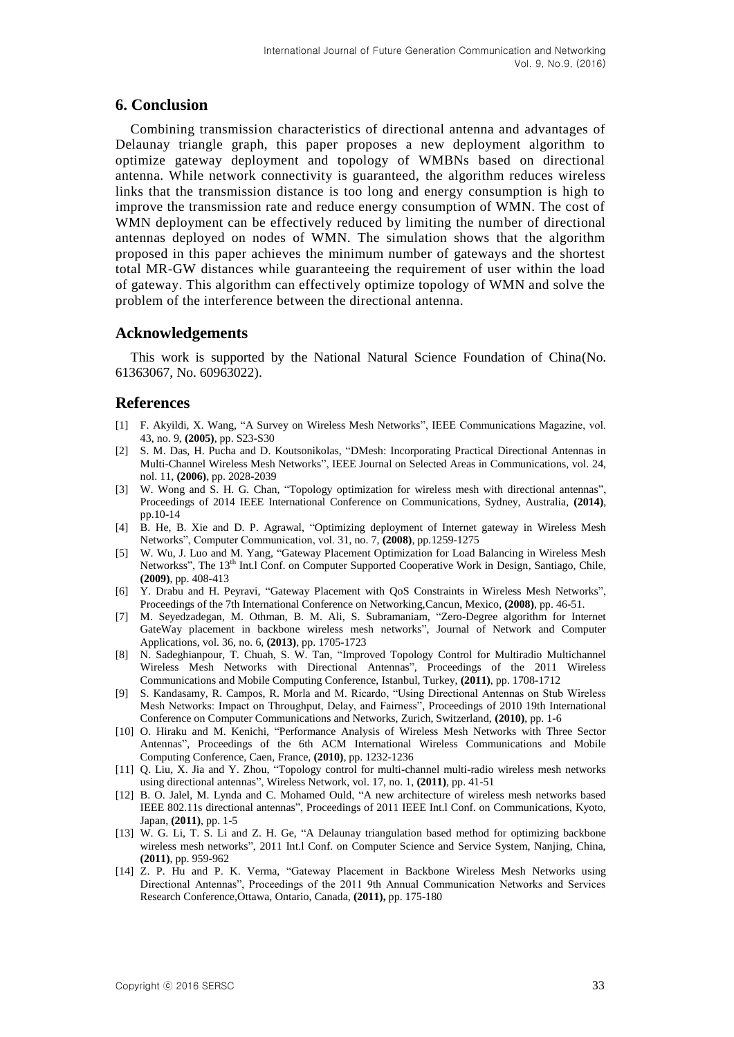## 6. Conclusion

Combining transmission characteristics of directional antenna and advantages of Delaunay triangle graph, this paper proposes a new deployment algorithm to optimize gateway deployment and topology of WMBNs based on directional antenna. While network connectivity is guaranteed, the algorithm reduces wireless links that the transmission distance is too long and energy consumption is high to improve the transmission rate and reduce energy consumption of WMN. The cost of WMN deployment can be effectively reduced by limiting the number of directional antennas deployed on nodes of WMN. The simulation shows that the algorithm proposed in this paper achieves the minimum number of gateways and the shortest total MR-GW distances while guaranteeing the requirement of user within the load of gateway. This algorithm can effectively optimize topology of WMN and solve the problem of the interference between the directional antenna.

## Acknowledgements

This work is supported by the National Natural Science Foundation of China(No. 61363067, No. 60963022).

## References

[1] F. Akyildi, X. Wang, "A Survey on Wireless Mesh Networks", IEEE Communications Magazine, vol. 43, no. 9, **(2005)**, pp. S23-S30

[2] S. M. Das, H. Pucha and D. Koutsonikolas, "DMesh: Incorporating Practical Directional Antennas in Multi-Channel Wireless Mesh Networks", IEEE Journal on Selected Areas in Communications, vol. 24, nol. 11, **(2006)**, pp. 2028-2039

[3] W. Wong and S. H. G. Chan, "Topology optimization for wireless mesh with directional antennas", Proceedings of 2014 IEEE International Conference on Communications, Sydney, Australia, **(2014)**, pp.10-14

[4] B. He, B. Xie and D. P. Agrawal, "Optimizing deployment of Internet gateway in Wireless Mesh Networks", Computer Communication, vol. 31, no. 7, **(2008)**, pp.1259-1275

[5] W. Wu, J. Luo and M. Yang, "Gateway Placement Optimization for Load Balancing in Wireless Mesh Networkss", The 13th Int.l Conf. on Computer Supported Cooperative Work in Design, Santiago, Chile, **(2009)**, pp. 408-413

[6] Y. Drabu and H. Peyravi, "Gateway Placement with QoS Constraints in Wireless Mesh Networks", Proceedings of the 7th International Conference on Networking,Cancun, Mexico, **(2008)**, pp. 46-51.

[7] M. Seyedzadegan, M. Othman, B. M. Ali, S. Subramaniam, "Zero-Degree algorithm for Internet GateWay placement in backbone wireless mesh networks", Journal of Network and Computer Applications, vol. 36, no. 6, **(2013)**, pp. 1705-1723

[8] N. Sadeghianpour, T. Chuah, S. W. Tan, "Improved Topology Control for Multiradio Multichannel Wireless Mesh Networks with Directional Antennas", Proceedings of the 2011 Wireless Communications and Mobile Computing Conference, Istanbul, Turkey, **(2011)**, pp. 1708-1712

[9] S. Kandasamy, R. Campos, R. Morla and M. Ricardo, "Using Directional Antennas on Stub Wireless Mesh Networks: Impact on Throughput, Delay, and Fairness", Proceedings of 2010 19th International Conference on Computer Communications and Networks, Zurich, Switzerland, **(2010)**, pp. 1-6

[10] O. Hiraku and M. Kenichi, "Performance Analysis of Wireless Mesh Networks with Three Sector Antennas", Proceedings of the 6th ACM International Wireless Communications and Mobile Computing Conference, Caen, France, **(2010)**, pp. 1232-1236

[11] Q. Liu, X. Jia and Y. Zhou, "Topology control for multi-channel multi-radio wireless mesh networks using directional antennas", Wireless Network, vol. 17, no. 1, **(2011)**, pp. 41-51

[12] B. O. Jalel, M. Lynda and C. Mohamed Ould, "A new architecture of wireless mesh networks based IEEE 802.11s directional antennas", Proceedings of 2011 IEEE Int.l Conf. on Communications, Kyoto, Japan, **(2011)**, pp. 1-5

[13] W. G. Li, T. S. Li and Z. H. Ge, "A Delaunay triangulation based method for optimizing backbone wireless mesh networks", 2011 Int.l Conf. on Computer Science and Service System, Nanjing, China, **(2011)**, pp. 959-962

[14] Z. P. Hu and P. K. Verma, "Gateway Placement in Backbone Wireless Mesh Networks using Directional Antennas", Proceedings of the 2011 9th Annual Communication Networks and Services Research Conference,Ottawa, Ontario, Canada, **(2011),** pp. 175-180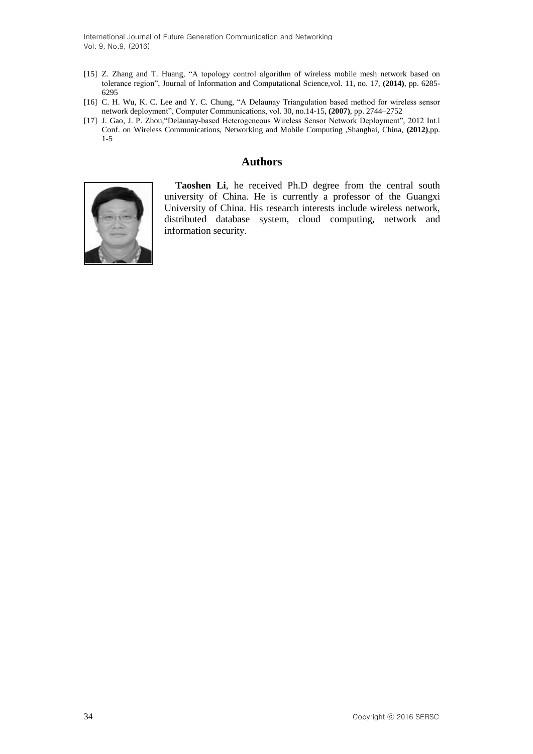[15] Z. Zhang and T. Huang, "A topology control algorithm of wireless mobile mesh network based on tolerance region", Journal of Information and Computational Science,vol. 11, no. 17, **(2014)**, pp. 6285-6295

[16] C. H. Wu, K. C. Lee and Y. C. Chung, "A Delaunay Triangulation based method for wireless sensor network deployment", Computer Communications, vol. 30, no.14-15, **(2007)**, pp. 2744–2752

[17] J. Gao, J. P. Zhou,"Delaunay-based Heterogeneous Wireless Sensor Network Deployment", 2012 Int.l Conf. on Wireless Communications, Networking and Mobile Computing ,Shanghai, China, **(2012)**,pp. 1-5

## Authors

**Taoshen Li**, he received Ph.D degree from the central south university of China. He is currently a professor of the Guangxi University of China. His research interests include wireless network, distributed database system, cloud computing, network and information security.